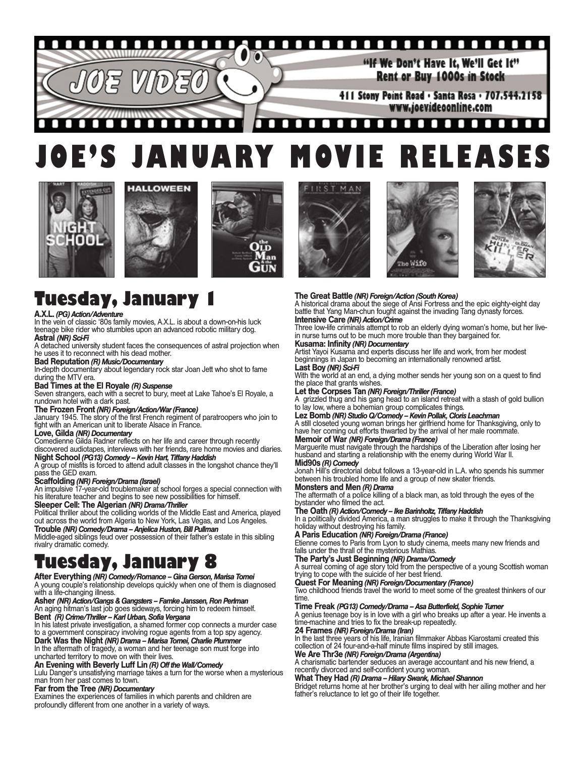JOE VIDEO

"If We Don't Have It, We'll Get It"
Rent or Buy 1000s in Stock

411 Stony Point Road • Santa Rosa • 707.544.2158
www.joevideoonline.com

# JOE'S JANUARY MOVIE RELEASES

## Tuesday, January 1

**A.X.L.** ***(PG) Action/Adventure***
In the vein of classic '80s family movies, A.X.L. is about a down-on-his luck teenage bike rider who stumbles upon an advanced robotic military dog.

**Astral** ***(NR) Sci-Fi***
A detached university student faces the consequences of astral projection when he uses it to reconnect with his dead mother.

**Bad Reputation** ***(R) Music/Documentary***
In-depth documentary about legendary rock star Joan Jett who shot to fame during the MTV era.

**Bad Times at the El Royale** ***(R) Suspense***
Seven strangers, each with a secret to bury, meet at Lake Tahoe's El Royale, a rundown hotel with a dark past.

**The Frozen Front** ***(NR) Foreign/Action/War (France)***
January 1945. The story of the first French regiment of paratroopers who join to fight with an American unit to liberate Alsace in France.

**Love, Gilda** ***(NR) Documentary***
Comedienne Gilda Radner reflects on her life and career through recently discovered audiotapes, interviews with her friends, rare home movies and diaries.

**Night School** ***(PG13) Comedy – Kevin Hart, Tiffany Haddish***
A group of misfits is forced to attend adult classes in the longshot chance they'll pass the GED exam.

**Scaffolding** ***(NR) Foreign/Drama (Israel)***
An impulsive 17-year-old troublemaker at school forges a special connection with his literature teacher and begins to see new possibilities for himself.

**Sleeper Cell: The Algerian** ***(NR) Drama/Thriller***
Political thriller about the colliding worlds of the Middle East and America, played out across the world from Algeria to New York, Las Vegas, and Los Angeles.

**Trouble** ***(NR) Comedy/Drama – Anjelica Huston, Bill Pullman***
Middle-aged siblings feud over possession of their father's estate in this sibling rivalry dramatic comedy.

## Tuesday, January 8

**After Everything** ***(NR) Comedy/Romance – Gina Gerson, Marisa Tomei***
A young couple's relationship develops quickly when one of them is diagnosed with a life-changing illness.

**Asher** ***(NR) Action/Gangs & Gangsters – Famke Janssen, Ron Perlman***
An aging hitman's last job goes sideways, forcing him to redeem himself.

**Bent** ***(R) Crime/Thriller – Karl Urban, Sofia Vergana***
In his latest private investigation, a shamed former cop connects a murder case to a government conspiracy involving rogue agents from a top spy agency.

**Dark Was the Night** ***(NR) Drama – Marisa Tomei, Charlie Plummer***
In the aftermath of tragedy, a woman and her teenage son must forge into uncharted territory to move on with their lives.

**An Evening with Beverly Luff Lin** ***(R) Off the Wall/Comedy***
Lulu Danger's unsatisfying marriage takes a turn for the worse when a mysterious man from her past comes to town.

**Far from the Tree** ***(NR) Documentary***
Examines the experiences of families in which parents and children are profoundly different from one another in a variety of ways.

**The Great Battle** ***(NR) Foreign/Action (South Korea)***
A historical drama about the siege of Ansi Fortress and the epic eighty-eight day battle that Yang Man-chun fought against the invading Tang dynasty forces.

**Intensive Care** ***(NR) Action/Crime***
Three low-life criminals attempt to rob an elderly dying woman's home, but her live-in nurse turns out to be much more trouble than they bargained for.

**Kusama: Infinity** ***(NR) Documentary***
Artist Yayoi Kusama and experts discuss her life and work, from her modest beginnings in Japan to becoming an internationally renowned artist.

**Last Boy** ***(NR) Sci-Fi***
With the world at an end, a dying mother sends her young son on a quest to find the place that grants wishes.

**Let the Corpses Tan** ***(NR) Foreign/Thriller (France)***
A grizzled thug and his gang head to an island retreat with a stash of gold bullion to lay low, where a bohemian group complicates things.

**Lez Bomb** ***(NR) Studio Q/Comedy – Kevin Pollak, Cloris Leachman***
A still closeted young woman brings her girlfriend home for Thanksgiving, only to have her coming out efforts thwarted by the arrival of her male roommate.

**Memoir of War** ***(NR) Foreign/Drama (France)***
Marguerite must navigate through the hardships of the Liberation after losing her husband and starting a relationship with the enemy during World War II.

**Mid90s** ***(R) Comedy***
Jonah Hill's directorial debut follows a 13-year-old in L.A. who spends his summer between his troubled home life and a group of new skater friends.

**Monsters and Men** ***(R) Drama***
The aftermath of a police killing of a black man, as told through the eyes of the bystander who filmed the act.

**The Oath** ***(R) Action/Comedy – Ike Barinholtz, Tiffany Haddish***
In a politically divided America, a man struggles to make it through the Thanksgiving holiday without destroying his family.

**A Paris Education** ***(NR) Foreign/Drama (France)***
Etienne comes to Paris from Lyon to study cinema, meets many new friends and falls under the thrall of the mysterious Mathias.

**The Party's Just Beginning** ***(NR) Drama/Comedy***
A surreal coming of age story told from the perspective of a young Scottish woman trying to cope with the suicide of her best friend.

**Quest For Meaning** ***(NR) Foreign/Documentary (France)***
Two childhood friends travel the world to meet some of the greatest thinkers of our time.

**Time Freak** ***(PG13) Comedy/Drama – Asa Butterfield, Sophie Turner***
A genius teenage boy is in love with a girl who breaks up after a year. He invents a time-machine and tries to fix the break-up repeatedly.

**24 Frames** ***(NR) Foreign/Drama (Iran)***
In the last three years of his life, Iranian filmmaker Abbas Kiarostami created this collection of 24 four-and-a-half minute films inspired by still images.

**We Are Thr3e** ***(NR) Foreign/Drama (Argentina)***
A charismatic bartender seduces an average accountant and his new friend, a recently divorced and self-confident young woman.

**What They Had** ***(R) Drama – Hilary Swank, Michael Shannon***
Bridget returns home at her brother's urging to deal with her ailing mother and her father's reluctance to let go of their life together.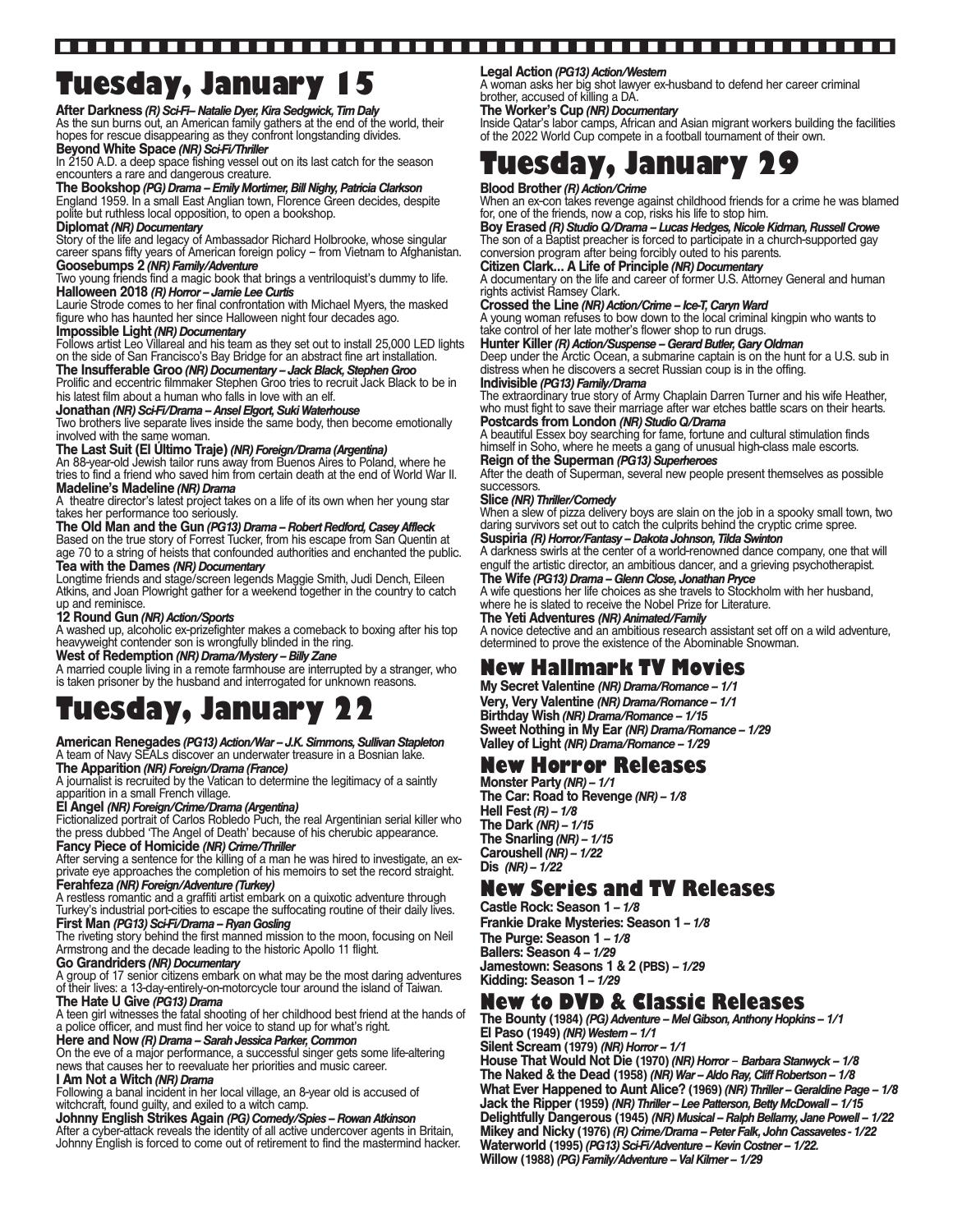# Tuesday, January 15

**After Darkness** ***(R) Sci-Fi – Natalie Dyer, Kira Sedgwick, Tim Daly***
As the sun burns out, an American family gathers at the end of the world, their hopes for rescue disappearing as they confront longstanding divides.

**Beyond White Space** ***(NR) Sci-Fi/Thriller***
In 2150 A.D. a deep space fishing vessel out on its last catch for the season encounters a rare and dangerous creature.

**The Bookshop** ***(PG) Drama – Emily Mortimer, Bill Nighy, Patricia Clarkson***
England 1959. In a small East Anglian town, Florence Green decides, despite polite but ruthless local opposition, to open a bookshop.

**Diplomat** ***(NR) Documentary***
Story of the life and legacy of Ambassador Richard Holbrooke, whose singular career spans fifty years of American foreign policy – from Vietnam to Afghanistan.

**Goosebumps 2** ***(NR) Family/Adventure***
Two young friends find a magic book that brings a ventriloquist's dummy to life.

**Halloween 2018** ***(R) Horror – Jamie Lee Curtis***
Laurie Strode comes to her final confrontation with Michael Myers, the masked figure who has haunted her since Halloween night four decades ago.

**Impossible Light** ***(NR) Documentary***
Follows artist Leo Villareal and his team as they set out to install 25,000 LED lights on the side of San Francisco's Bay Bridge for an abstract fine art installation.

**The Insufferable Groo** ***(NR) Documentary – Jack Black, Stephen Groo***
Prolific and eccentric filmmaker Stephen Groo tries to recruit Jack Black to be in his latest film about a human who falls in love with an elf.

**Jonathan** ***(NR) Sci-Fi/Drama – Ansel Elgort, Suki Waterhouse***
Two brothers live separate lives inside the same body, then become emotionally involved with the same woman.

**The Last Suit (El Último Traje)** ***(NR) Foreign/Drama (Argentina)***
An 88-year-old Jewish tailor runs away from Buenos Aires to Poland, where he tries to find a friend who saved him from certain death at the end of World War II.

**Madeline's Madeline** ***(NR) Drama***
A theatre director's latest project takes on a life of its own when her young star takes her performance too seriously.

**The Old Man and the Gun** ***(PG13) Drama – Robert Redford, Casey Affleck***
Based on the true story of Forrest Tucker, from his escape from San Quentin at age 70 to a string of heists that confounded authorities and enchanted the public.

**Tea with the Dames** ***(NR) Documentary***
Longtime friends and stage/screen legends Maggie Smith, Judi Dench, Eileen Atkins, and Joan Plowright gather for a weekend together in the country to catch up and reminisce.

**12 Round Gun** ***(NR) Action/Sports***
A washed up, alcoholic ex-prizefighter makes a comeback to boxing after his top heavyweight contender son is wrongfully blinded in the ring.

**West of Redemption** ***(NR) Drama/Mystery – Billy Zane***
A married couple living in a remote farmhouse are interrupted by a stranger, who is taken prisoner by the husband and interrogated for unknown reasons.

# Tuesday, January 22

**American Renegades** ***(PG13) Action/War – J.K. Simmons, Sullivan Stapleton***
A team of Navy SEALs discover an underwater treasure in a Bosnian lake.

**The Apparition** ***(NR) Foreign/Drama (France)***
A journalist is recruited by the Vatican to determine the legitimacy of a saintly apparition in a small French village.

**El Angel** ***(NR) Foreign/Crime/Drama (Argentina)***
Fictionalized portrait of Carlos Robledo Puch, the real Argentinian serial killer who the press dubbed 'The Angel of Death' because of his cherubic appearance.

**Fancy Piece of Homicide** ***(NR) Crime/Thriller***
After serving a sentence for the killing of a man he was hired to investigate, an ex-private eye approaches the completion of his memoirs to set the record straight.

**Ferahfeza** ***(NR) Foreign/Adventure (Turkey)***
A restless romantic and a graffiti artist embark on a quixotic adventure through Turkey's industrial port-cities to escape the suffocating routine of their daily lives.

**First Man** ***(PG13) Sci-Fi/Drama – Ryan Gosling***
The riveting story behind the first manned mission to the moon, focusing on Neil Armstrong and the decade leading to the historic Apollo 11 flight.

**Go Grandriders** ***(NR) Documentary***
A group of 17 senior citizens embark on what may be the most daring adventures of their lives: a 13-day-entirely-on-motorcycle tour around the island of Taiwan.

**The Hate U Give** ***(PG13) Drama***
A teen girl witnesses the fatal shooting of her childhood best friend at the hands of a police officer, and must find her voice to stand up for what's right.

**Here and Now** ***(R) Drama – Sarah Jessica Parker, Common***
On the eve of a major performance, a successful singer gets some life-altering news that causes her to reevaluate her priorities and music career.

**I Am Not a Witch** ***(NR) Drama***
Following a banal incident in her local village, an 8-year old is accused of witchcraft, found guilty, and exiled to a witch camp.

**Johnny English Strikes Again** ***(PG) Comedy/Spies – Rowan Atkinson***
After a cyber-attack reveals the identity of all active undercover agents in Britain, Johnny English is forced to come out of retirement to find the mastermind hacker.

**Legal Action** ***(PG13) Action/Western***
A woman asks her big shot lawyer ex-husband to defend her career criminal brother, accused of killing a DA.

**The Worker's Cup** ***(NR) Documentary***
Inside Qatar's labor camps, African and Asian migrant workers building the facilities of the 2022 World Cup compete in a football tournament of their own.

# Tuesday, January 29

**Blood Brother** ***(R) Action/Crime***
When an ex-con takes revenge against childhood friends for a crime he was blamed for, one of the friends, now a cop, risks his life to stop him.

**Boy Erased** ***(R) Studio Q/Drama – Lucas Hedges, Nicole Kidman, Russell Crowe***
The son of a Baptist preacher is forced to participate in a church-supported gay conversion program after being forcibly outed to his parents.

**Citizen Clark... A Life of Principle** ***(NR) Documentary***
A documentary on the life and career of former U.S. Attorney General and human rights activist Ramsey Clark.

**Crossed the Line** ***(NR) Action/Crime – Ice-T, Caryn Ward***
A young woman refuses to bow down to the local criminal kingpin who wants to take control of her late mother's flower shop to run drugs.

**Hunter Killer** ***(R) Action/Suspense – Gerard Butler, Gary Oldman***
Deep under the Arctic Ocean, a submarine captain is on the hunt for a U.S. sub in distress when he discovers a secret Russian coup is in the offing.

**Indivisible** ***(PG13) Family/Drama***
The extraordinary true story of Army Chaplain Darren Turner and his wife Heather, who must fight to save their marriage after war etches battle scars on their hearts.

**Postcards from London** ***(NR) Studio Q/Drama***
A beautiful Essex boy searching for fame, fortune and cultural stimulation finds himself in Soho, where he meets a gang of unusual high-class male escorts.

**Reign of the Superman** ***(PG13) Superheroes***
After the death of Superman, several new people present themselves as possible successors.

**Slice** ***(NR) Thriller/Comedy***
When a slew of pizza delivery boys are slain on the job in a spooky small town, two daring survivors set out to catch the culprits behind the cryptic crime spree.

**Suspiria** ***(R) Horror/Fantasy – Dakota Johnson, Tilda Swinton***
A darkness swirls at the center of a world-renowned dance company, one that will engulf the artistic director, an ambitious dancer, and a grieving psychotherapist.

**The Wife** ***(PG13) Drama – Glenn Close, Jonathan Pryce***
A wife questions her life choices as she travels to Stockholm with her husband, where he is slated to receive the Nobel Prize for Literature.

**The Yeti Adventures** ***(NR) Animated/Family***
A novice detective and an ambitious research assistant set off on a wild adventure, determined to prove the existence of the Abominable Snowman.

## New Hallmark TV Movies

**My Secret Valentine** ***(NR) Drama/Romance – 1/1***
**Very, Very Valentine** ***(NR) Drama/Romance – 1/1***
**Birthday Wish** ***(NR) Drama/Romance – 1/15***
**Sweet Nothing in My Ear** ***(NR) Drama/Romance – 1/29***
**Valley of Light** ***(NR) Drama/Romance – 1/29***

## New Horror Releases

**Monster Party** ***(NR) – 1/1***
**The Car: Road to Revenge** ***(NR) – 1/8***
**Hell Fest** ***(R) – 1/8***
**The Dark** ***(NR) – 1/15***
**The Snarling** ***(NR) – 1/15***
**Caroushell** ***(NR) – 1/22***
**Dis** ***(NR) – 1/22***

## New Series and TV Releases

**Castle Rock: Season 1** ***– 1/8***
**Frankie Drake Mysteries: Season 1** ***– 1/8***
**The Purge: Season 1** ***– 1/8***
**Ballers: Season 4** ***– 1/29***
**Jamestown: Seasons 1 & 2 (PBS)** ***– 1/29***
**Kidding: Season 1** ***– 1/29***

## New to DVD & Classic Releases

**The Bounty (1984)** ***(PG) Adventure – Mel Gibson, Anthony Hopkins – 1/1***
**El Paso (1949)** ***(NR) Western – 1/1***
**Silent Scream (1979)** ***(NR) Horror – 1/1***
**House That Would Not Die (1970)** ***(NR) Horror – Barbara Stanwyck – 1/8***
**The Naked & the Dead (1958)** ***(NR) War – Aldo Ray, Cliff Robertson – 1/8***
**What Ever Happened to Aunt Alice? (1969)** ***(NR) Thriller – Geraldine Page – 1/8***
**Jack the Ripper (1959)** ***(NR) Thriller – Lee Patterson, Betty McDowall – 1/15***
**Delightfully Dangerous (1945)** ***(NR) Musical – Ralph Bellamy, Jane Powell – 1/22***
**Mikey and Nicky (1976)** ***(R) Crime/Drama – Peter Falk, John Cassavetes - 1/22***
**Waterworld (1995)** ***(PG13) Sci-Fi/Adventure – Kevin Costner – 1/22.***
**Willow (1988)** ***(PG) Family/Adventure – Val Kilmer – 1/29***